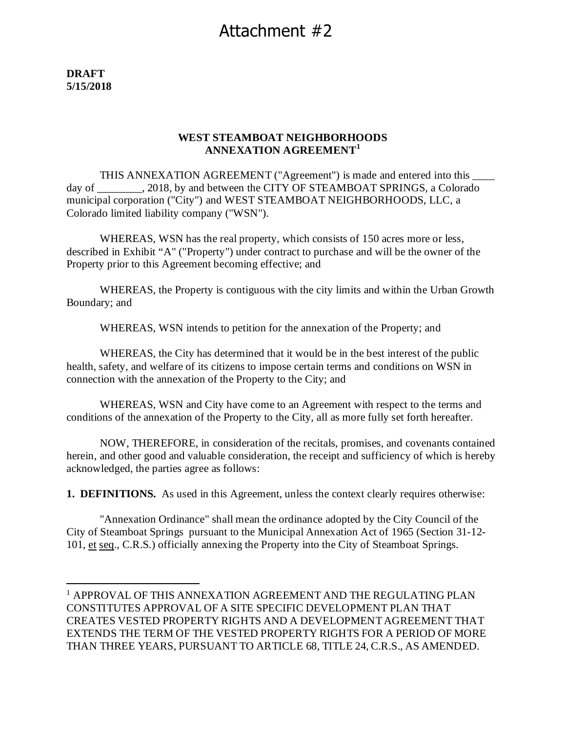Attachment #2

**DRAFT**
**5/15/2018**

## WEST STEAMBOAT NEIGHBORHOODS ANNEXATION AGREEMENT[1]

THIS ANNEXATION AGREEMENT ("Agreement") is made and entered into this ____ day of ________, 2018, by and between the CITY OF STEAMBOAT SPRINGS, a Colorado municipal corporation ("City") and WEST STEAMBOAT NEIGHBORHOODS, LLC, a Colorado limited liability company ("WSN").

WHEREAS, WSN has the real property, which consists of 150 acres more or less, described in Exhibit "A" ("Property") under contract to purchase and will be the owner of the Property prior to this Agreement becoming effective; and

WHEREAS, the Property is contiguous with the city limits and within the Urban Growth Boundary; and

WHEREAS, WSN intends to petition for the annexation of the Property; and

WHEREAS, the City has determined that it would be in the best interest of the public health, safety, and welfare of its citizens to impose certain terms and conditions on WSN in connection with the annexation of the Property to the City; and

WHEREAS, WSN and City have come to an Agreement with respect to the terms and conditions of the annexation of the Property to the City, all as more fully set forth hereafter.

NOW, THEREFORE, in consideration of the recitals, promises, and covenants contained herein, and other good and valuable consideration, the receipt and sufficiency of which is hereby acknowledged, the parties agree as follows:

**1. DEFINITIONS.** As used in this Agreement, unless the context clearly requires otherwise:

"Annexation Ordinance" shall mean the ordinance adopted by the City Council of the City of Steamboat Springs pursuant to the Municipal Annexation Act of 1965 (Section 31-12-101, et seq., C.R.S.) officially annexing the Property into the City of Steamboat Springs.

---

[1] APPROVAL OF THIS ANNEXATION AGREEMENT AND THE REGULATING PLAN CONSTITUTES APPROVAL OF A SITE SPECIFIC DEVELOPMENT PLAN THAT CREATES VESTED PROPERTY RIGHTS AND A DEVELOPMENT AGREEMENT THAT EXTENDS THE TERM OF THE VESTED PROPERTY RIGHTS FOR A PERIOD OF MORE THAN THREE YEARS, PURSUANT TO ARTICLE 68, TITLE 24, C.R.S., AS AMENDED.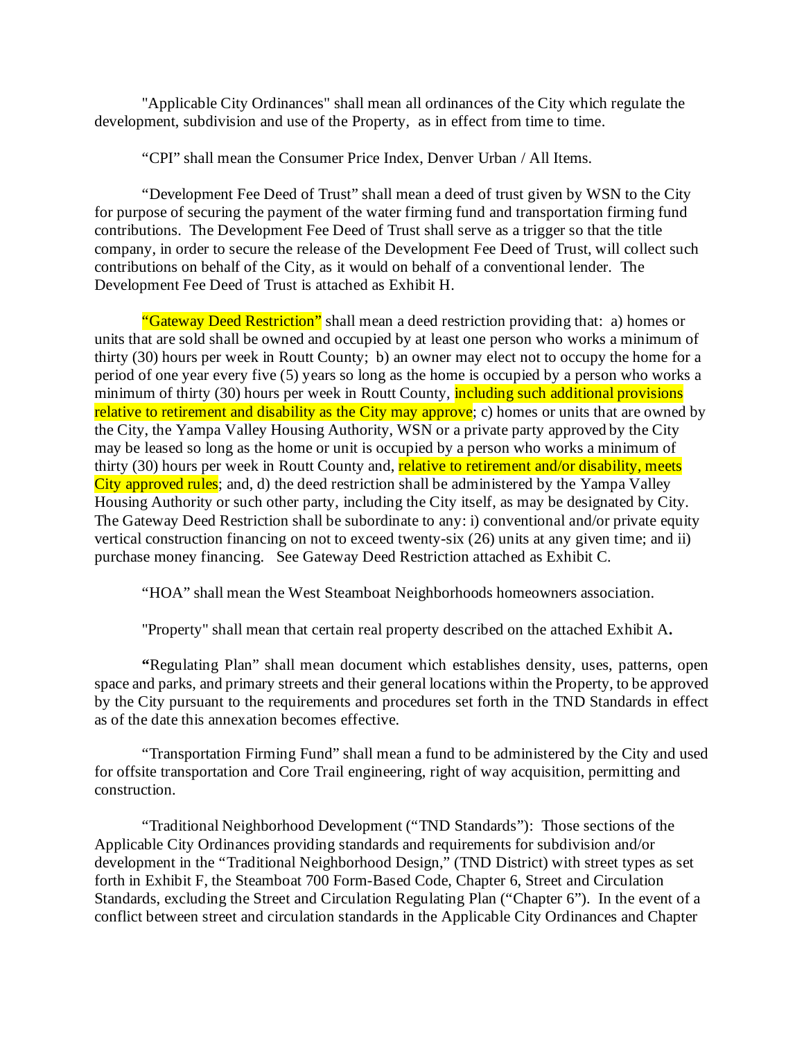"Applicable City Ordinances" shall mean all ordinances of the City which regulate the development, subdivision and use of the Property, as in effect from time to time.

"CPI" shall mean the Consumer Price Index, Denver Urban / All Items.

"Development Fee Deed of Trust" shall mean a deed of trust given by WSN to the City for purpose of securing the payment of the water firming fund and transportation firming fund contributions. The Development Fee Deed of Trust shall serve as a trigger so that the title company, in order to secure the release of the Development Fee Deed of Trust, will collect such contributions on behalf of the City, as it would on behalf of a conventional lender. The Development Fee Deed of Trust is attached as Exhibit H.

"Gateway Deed Restriction" shall mean a deed restriction providing that: a) homes or units that are sold shall be owned and occupied by at least one person who works a minimum of thirty (30) hours per week in Routt County; b) an owner may elect not to occupy the home for a period of one year every five (5) years so long as the home is occupied by a person who works a minimum of thirty (30) hours per week in Routt County, including such additional provisions relative to retirement and disability as the City may approve; c) homes or units that are owned by the City, the Yampa Valley Housing Authority, WSN or a private party approved by the City may be leased so long as the home or unit is occupied by a person who works a minimum of thirty (30) hours per week in Routt County and, relative to retirement and/or disability, meets City approved rules; and, d) the deed restriction shall be administered by the Yampa Valley Housing Authority or such other party, including the City itself, as may be designated by City. The Gateway Deed Restriction shall be subordinate to any: i) conventional and/or private equity vertical construction financing on not to exceed twenty-six (26) units at any given time; and ii) purchase money financing. See Gateway Deed Restriction attached as Exhibit C.

"HOA" shall mean the West Steamboat Neighborhoods homeowners association.

"Property" shall mean that certain real property described on the attached Exhibit A.

"Regulating Plan" shall mean document which establishes density, uses, patterns, open space and parks, and primary streets and their general locations within the Property, to be approved by the City pursuant to the requirements and procedures set forth in the TND Standards in effect as of the date this annexation becomes effective.

"Transportation Firming Fund" shall mean a fund to be administered by the City and used for offsite transportation and Core Trail engineering, right of way acquisition, permitting and construction.

"Traditional Neighborhood Development ("TND Standards"): Those sections of the Applicable City Ordinances providing standards and requirements for subdivision and/or development in the "Traditional Neighborhood Design," (TND District) with street types as set forth in Exhibit F, the Steamboat 700 Form-Based Code, Chapter 6, Street and Circulation Standards, excluding the Street and Circulation Regulating Plan ("Chapter 6"). In the event of a conflict between street and circulation standards in the Applicable City Ordinances and Chapter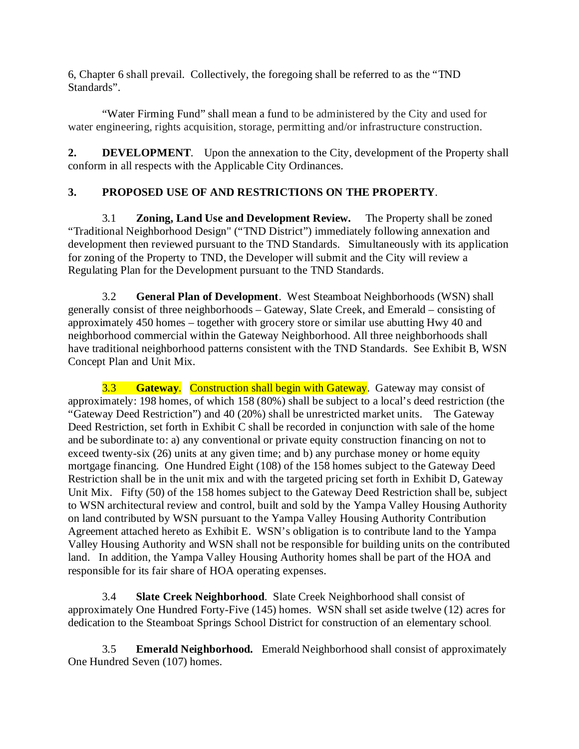6, Chapter 6 shall prevail. Collectively, the foregoing shall be referred to as the "TND Standards".

"Water Firming Fund" shall mean a fund to be administered by the City and used for water engineering, rights acquisition, storage, permitting and/or infrastructure construction.

**2. DEVELOPMENT**. Upon the annexation to the City, development of the Property shall conform in all respects with the Applicable City Ordinances.

**3. PROPOSED USE OF AND RESTRICTIONS ON THE PROPERTY**.

3.1 **Zoning, Land Use and Development Review.** The Property shall be zoned "Traditional Neighborhood Design" ("TND District") immediately following annexation and development then reviewed pursuant to the TND Standards. Simultaneously with its application for zoning of the Property to TND, the Developer will submit and the City will review a Regulating Plan for the Development pursuant to the TND Standards.

3.2 **General Plan of Development**. West Steamboat Neighborhoods (WSN) shall generally consist of three neighborhoods – Gateway, Slate Creek, and Emerald – consisting of approximately 450 homes – together with grocery store or similar use abutting Hwy 40 and neighborhood commercial within the Gateway Neighborhood. All three neighborhoods shall have traditional neighborhood patterns consistent with the TND Standards. See Exhibit B, WSN Concept Plan and Unit Mix.

3.3 **Gateway**. Construction shall begin with Gateway. Gateway may consist of approximately: 198 homes, of which 158 (80%) shall be subject to a local's deed restriction (the "Gateway Deed Restriction") and 40 (20%) shall be unrestricted market units. The Gateway Deed Restriction, set forth in Exhibit C shall be recorded in conjunction with sale of the home and be subordinate to: a) any conventional or private equity construction financing on not to exceed twenty-six (26) units at any given time; and b) any purchase money or home equity mortgage financing. One Hundred Eight (108) of the 158 homes subject to the Gateway Deed Restriction shall be in the unit mix and with the targeted pricing set forth in Exhibit D, Gateway Unit Mix. Fifty (50) of the 158 homes subject to the Gateway Deed Restriction shall be, subject to WSN architectural review and control, built and sold by the Yampa Valley Housing Authority on land contributed by WSN pursuant to the Yampa Valley Housing Authority Contribution Agreement attached hereto as Exhibit E. WSN's obligation is to contribute land to the Yampa Valley Housing Authority and WSN shall not be responsible for building units on the contributed land. In addition, the Yampa Valley Housing Authority homes shall be part of the HOA and responsible for its fair share of HOA operating expenses.

3.4 **Slate Creek Neighborhood**. Slate Creek Neighborhood shall consist of approximately One Hundred Forty-Five (145) homes. WSN shall set aside twelve (12) acres for dedication to the Steamboat Springs School District for construction of an elementary school.

3.5 **Emerald Neighborhood.** Emerald Neighborhood shall consist of approximately One Hundred Seven (107) homes.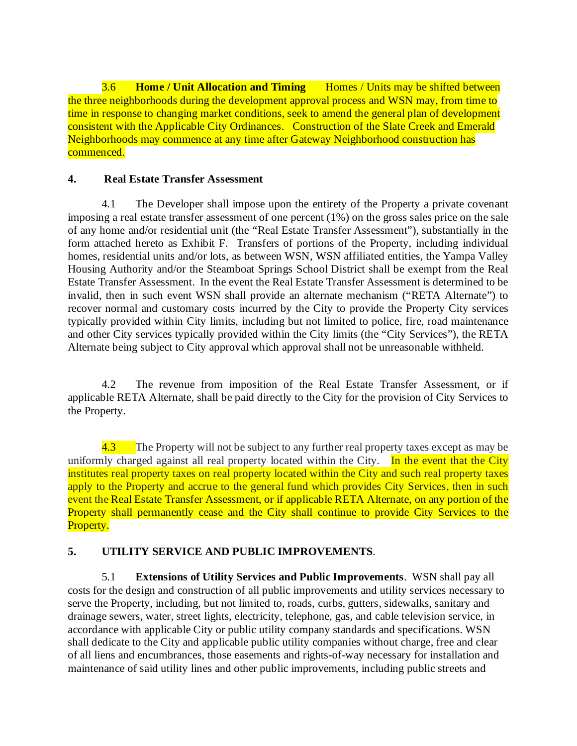3.6 **Home / Unit Allocation and Timing** Homes / Units may be shifted between the three neighborhoods during the development approval process and WSN may, from time to time in response to changing market conditions, seek to amend the general plan of development consistent with the Applicable City Ordinances. Construction of the Slate Creek and Emerald Neighborhoods may commence at any time after Gateway Neighborhood construction has commenced.

**4. Real Estate Transfer Assessment**

4.1 The Developer shall impose upon the entirety of the Property a private covenant imposing a real estate transfer assessment of one percent (1%) on the gross sales price on the sale of any home and/or residential unit (the "Real Estate Transfer Assessment"), substantially in the form attached hereto as Exhibit F. Transfers of portions of the Property, including individual homes, residential units and/or lots, as between WSN, WSN affiliated entities, the Yampa Valley Housing Authority and/or the Steamboat Springs School District shall be exempt from the Real Estate Transfer Assessment. In the event the Real Estate Transfer Assessment is determined to be invalid, then in such event WSN shall provide an alternate mechanism ("RETA Alternate") to recover normal and customary costs incurred by the City to provide the Property City services typically provided within City limits, including but not limited to police, fire, road maintenance and other City services typically provided within the City limits (the "City Services"), the RETA Alternate being subject to City approval which approval shall not be unreasonable withheld.

4.2 The revenue from imposition of the Real Estate Transfer Assessment, or if applicable RETA Alternate, shall be paid directly to the City for the provision of City Services to the Property.

4.3 The Property will not be subject to any further real property taxes except as may be uniformly charged against all real property located within the City. In the event that the City institutes real property taxes on real property located within the City and such real property taxes apply to the Property and accrue to the general fund which provides City Services, then in such event the Real Estate Transfer Assessment, or if applicable RETA Alternate, on any portion of the Property shall permanently cease and the City shall continue to provide City Services to the Property.

**5. UTILITY SERVICE AND PUBLIC IMPROVEMENTS**.

5.1 **Extensions of Utility Services and Public Improvements**. WSN shall pay all costs for the design and construction of all public improvements and utility services necessary to serve the Property, including, but not limited to, roads, curbs, gutters, sidewalks, sanitary and drainage sewers, water, street lights, electricity, telephone, gas, and cable television service, in accordance with applicable City or public utility company standards and specifications. WSN shall dedicate to the City and applicable public utility companies without charge, free and clear of all liens and encumbrances, those easements and rights-of-way necessary for installation and maintenance of said utility lines and other public improvements, including public streets and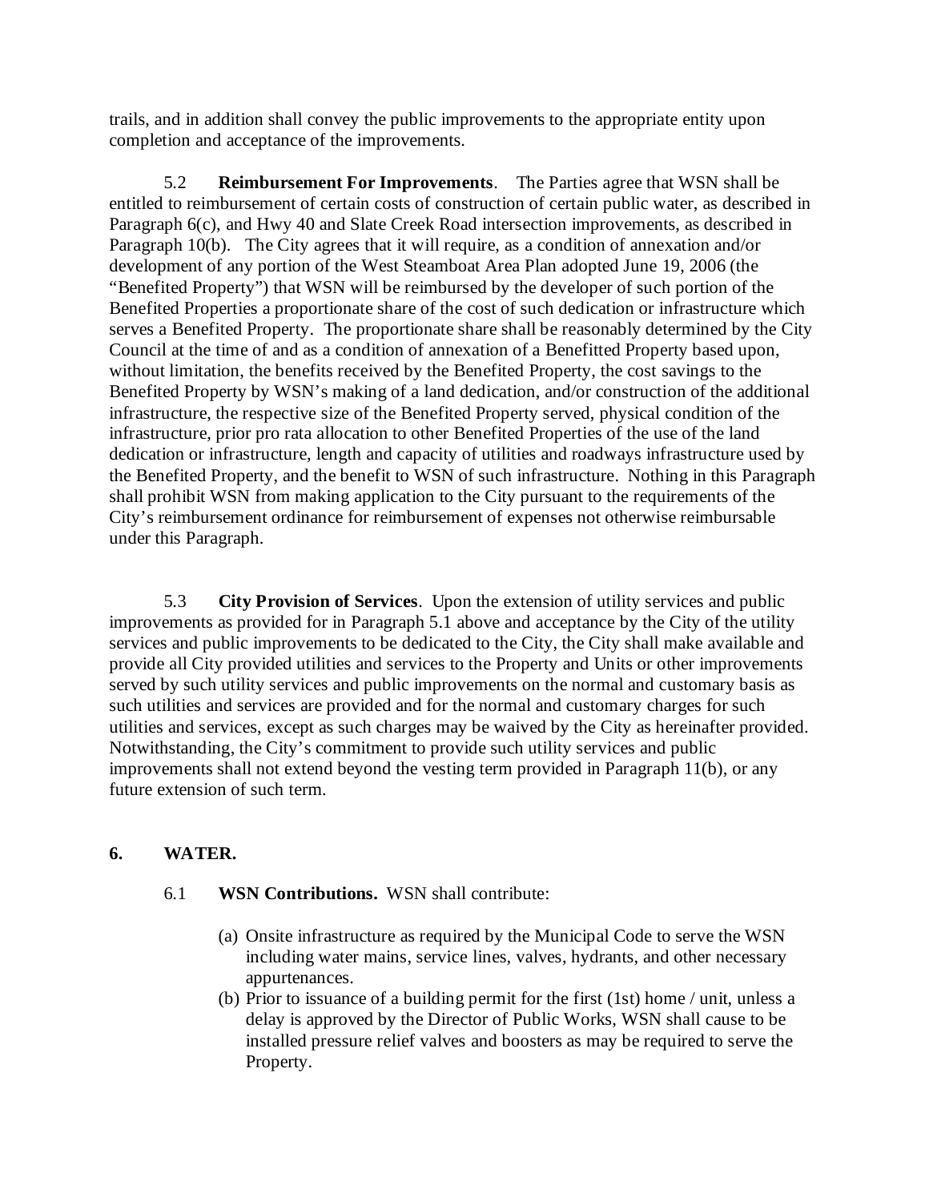trails, and in addition shall convey the public improvements to the appropriate entity upon completion and acceptance of the improvements.

5.2 **Reimbursement For Improvements**. The Parties agree that WSN shall be entitled to reimbursement of certain costs of construction of certain public water, as described in Paragraph 6(c), and Hwy 40 and Slate Creek Road intersection improvements, as described in Paragraph 10(b). The City agrees that it will require, as a condition of annexation and/or development of any portion of the West Steamboat Area Plan adopted June 19, 2006 (the "Benefited Property") that WSN will be reimbursed by the developer of such portion of the Benefited Properties a proportionate share of the cost of such dedication or infrastructure which serves a Benefited Property. The proportionate share shall be reasonably determined by the City Council at the time of and as a condition of annexation of a Benefitted Property based upon, without limitation, the benefits received by the Benefited Property, the cost savings to the Benefited Property by WSN's making of a land dedication, and/or construction of the additional infrastructure, the respective size of the Benefited Property served, physical condition of the infrastructure, prior pro rata allocation to other Benefited Properties of the use of the land dedication or infrastructure, length and capacity of utilities and roadways infrastructure used by the Benefited Property, and the benefit to WSN of such infrastructure. Nothing in this Paragraph shall prohibit WSN from making application to the City pursuant to the requirements of the City's reimbursement ordinance for reimbursement of expenses not otherwise reimbursable under this Paragraph.

5.3 **City Provision of Services**. Upon the extension of utility services and public improvements as provided for in Paragraph 5.1 above and acceptance by the City of the utility services and public improvements to be dedicated to the City, the City shall make available and provide all City provided utilities and services to the Property and Units or other improvements served by such utility services and public improvements on the normal and customary basis as such utilities and services are provided and for the normal and customary charges for such utilities and services, except as such charges may be waived by the City as hereinafter provided. Notwithstanding, the City's commitment to provide such utility services and public improvements shall not extend beyond the vesting term provided in Paragraph 11(b), or any future extension of such term.

## 6. WATER.

6.1 **WSN Contributions.** WSN shall contribute:

(a) Onsite infrastructure as required by the Municipal Code to serve the WSN including water mains, service lines, valves, hydrants, and other necessary appurtenances.

(b) Prior to issuance of a building permit for the first (1st) home / unit, unless a delay is approved by the Director of Public Works, WSN shall cause to be installed pressure relief valves and boosters as may be required to serve the Property.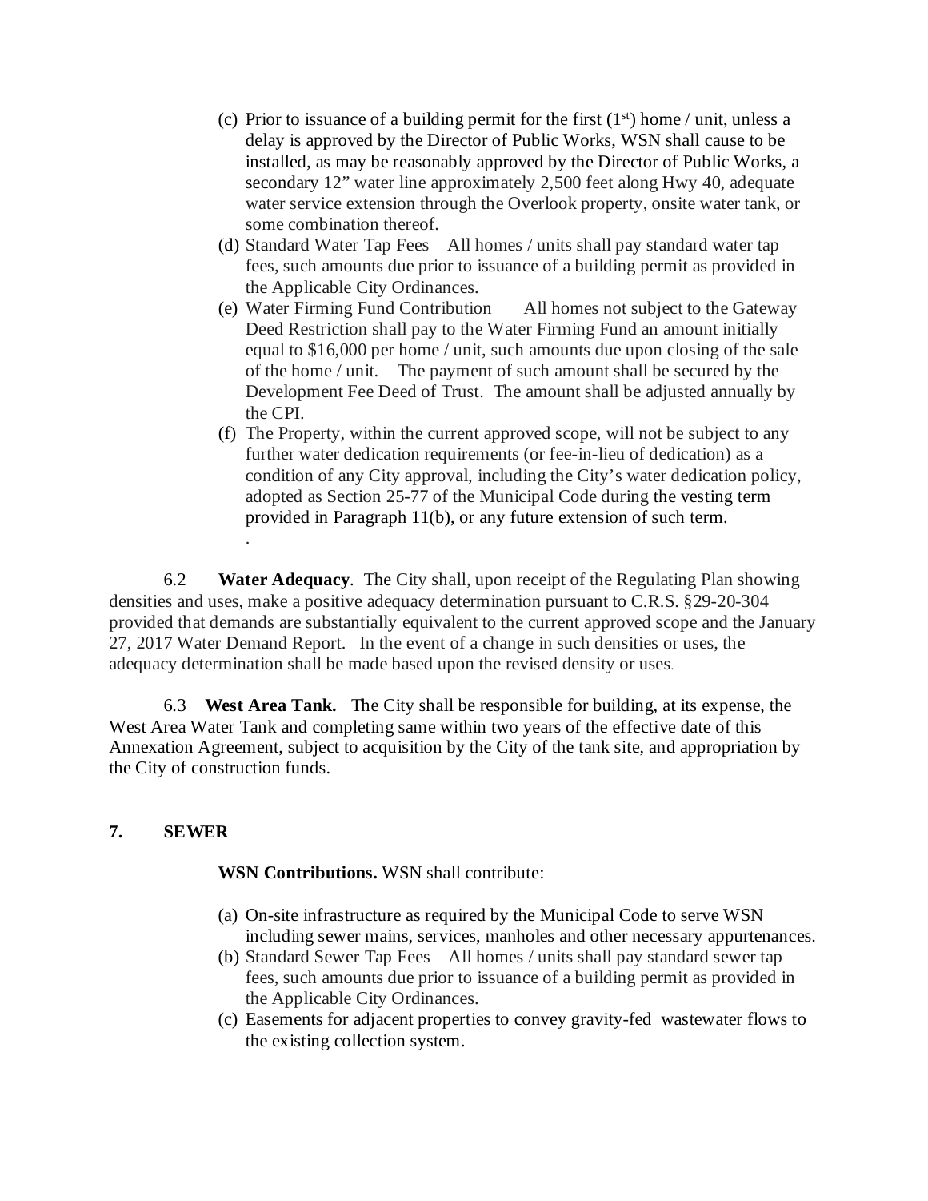(c) Prior to issuance of a building permit for the first (1st) home / unit, unless a delay is approved by the Director of Public Works, WSN shall cause to be installed, as may be reasonably approved by the Director of Public Works, a secondary 12" water line approximately 2,500 feet along Hwy 40, adequate water service extension through the Overlook property, onsite water tank, or some combination thereof.

(d) Standard Water Tap Fees All homes / units shall pay standard water tap fees, such amounts due prior to issuance of a building permit as provided in the Applicable City Ordinances.

(e) Water Firming Fund Contribution All homes not subject to the Gateway Deed Restriction shall pay to the Water Firming Fund an amount initially equal to $16,000 per home / unit, such amounts due upon closing of the sale of the home / unit. The payment of such amount shall be secured by the Development Fee Deed of Trust. The amount shall be adjusted annually by the CPI.

(f) The Property, within the current approved scope, will not be subject to any further water dedication requirements (or fee-in-lieu of dedication) as a condition of any City approval, including the City's water dedication policy, adopted as Section 25-77 of the Municipal Code during the vesting term provided in Paragraph 11(b), or any future extension of such term.

6.2 **Water Adequacy**. The City shall, upon receipt of the Regulating Plan showing densities and uses, make a positive adequacy determination pursuant to C.R.S. §29-20-304 provided that demands are substantially equivalent to the current approved scope and the January 27, 2017 Water Demand Report. In the event of a change in such densities or uses, the adequacy determination shall be made based upon the revised density or uses.

6.3 **West Area Tank.** The City shall be responsible for building, at its expense, the West Area Water Tank and completing same within two years of the effective date of this Annexation Agreement, subject to acquisition by the City of the tank site, and appropriation by the City of construction funds.

## 7. SEWER

**WSN Contributions.** WSN shall contribute:

(a) On-site infrastructure as required by the Municipal Code to serve WSN including sewer mains, services, manholes and other necessary appurtenances.

(b) Standard Sewer Tap Fees All homes / units shall pay standard sewer tap fees, such amounts due prior to issuance of a building permit as provided in the Applicable City Ordinances.

(c) Easements for adjacent properties to convey gravity-fed wastewater flows to the existing collection system.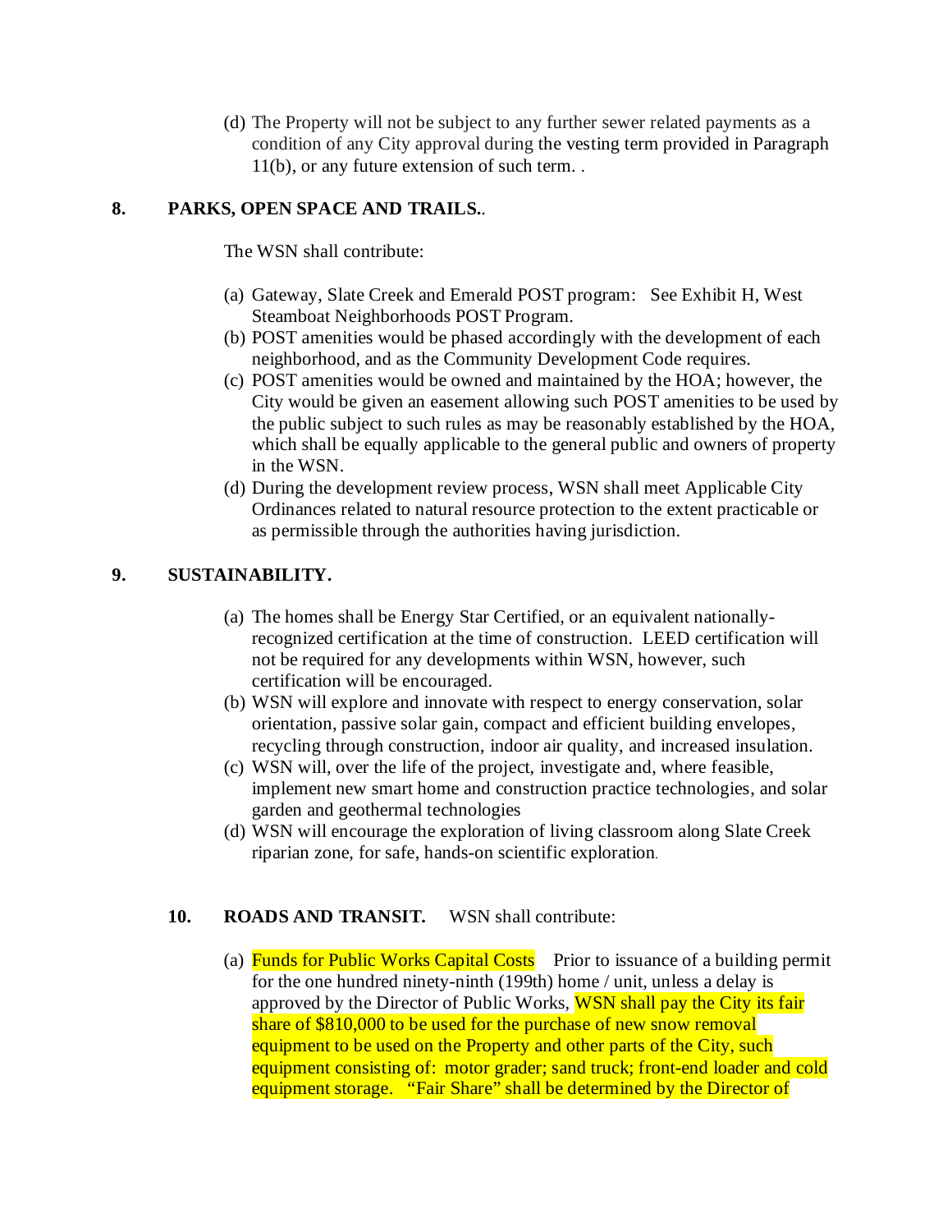(d) The Property will not be subject to any further sewer related payments as a condition of any City approval during the vesting term provided in Paragraph 11(b), or any future extension of such term. .

**8. PARKS, OPEN SPACE AND TRAILS.**.

The WSN shall contribute:

(a) Gateway, Slate Creek and Emerald POST program: See Exhibit H, West Steamboat Neighborhoods POST Program.
(b) POST amenities would be phased accordingly with the development of each neighborhood, and as the Community Development Code requires.
(c) POST amenities would be owned and maintained by the HOA; however, the City would be given an easement allowing such POST amenities to be used by the public subject to such rules as may be reasonably established by the HOA, which shall be equally applicable to the general public and owners of property in the WSN.
(d) During the development review process, WSN shall meet Applicable City Ordinances related to natural resource protection to the extent practicable or as permissible through the authorities having jurisdiction.

**9. SUSTAINABILITY.**

(a) The homes shall be Energy Star Certified, or an equivalent nationally-recognized certification at the time of construction. LEED certification will not be required for any developments within WSN, however, such certification will be encouraged.
(b) WSN will explore and innovate with respect to energy conservation, solar orientation, passive solar gain, compact and efficient building envelopes, recycling through construction, indoor air quality, and increased insulation.
(c) WSN will, over the life of the project, investigate and, where feasible, implement new smart home and construction practice technologies, and solar garden and geothermal technologies
(d) WSN will encourage the exploration of living classroom along Slate Creek riparian zone, for safe, hands-on scientific exploration.

**10. ROADS AND TRANSIT.** WSN shall contribute:

(a) Funds for Public Works Capital Costs Prior to issuance of a building permit for the one hundred ninety-ninth (199th) home / unit, unless a delay is approved by the Director of Public Works, WSN shall pay the City its fair share of $810,000 to be used for the purchase of new snow removal equipment to be used on the Property and other parts of the City, such equipment consisting of: motor grader; sand truck; front-end loader and cold equipment storage. "Fair Share" shall be determined by the Director of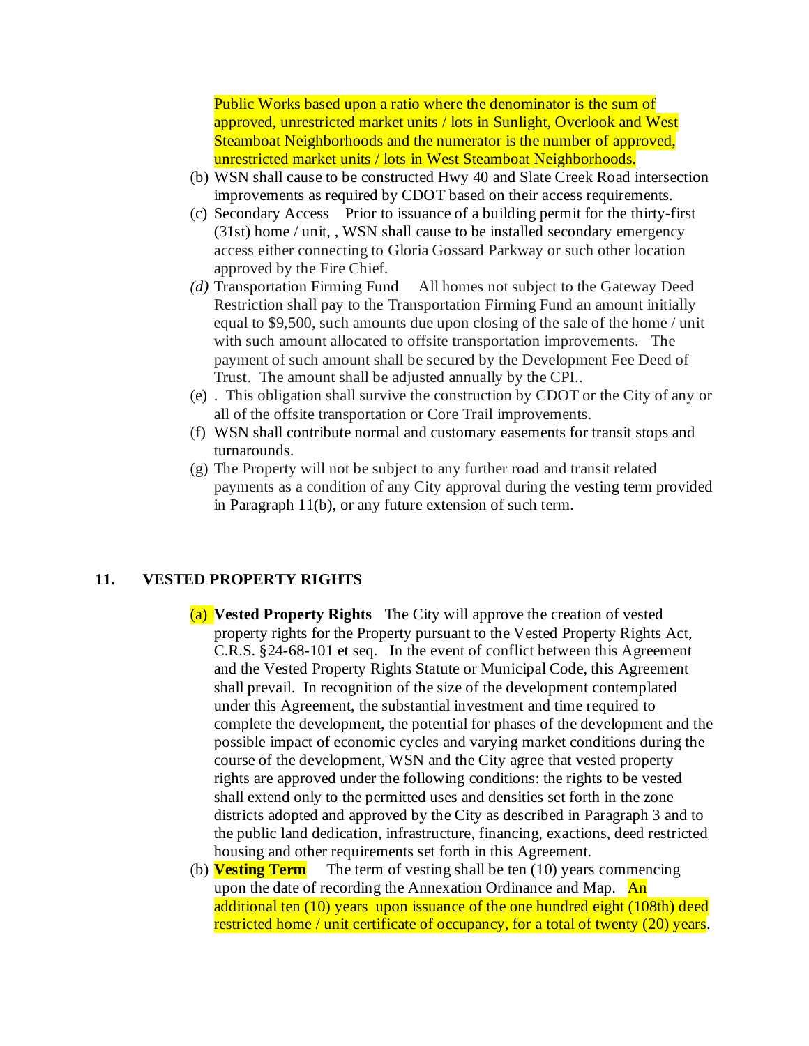Public Works based upon a ratio where the denominator is the sum of approved, unrestricted market units / lots in Sunlight, Overlook and West Steamboat Neighborhoods and the numerator is the number of approved, unrestricted market units / lots in West Steamboat Neighborhoods.

(b) WSN shall cause to be constructed Hwy 40 and Slate Creek Road intersection improvements as required by CDOT based on their access requirements.

(c) Secondary Access Prior to issuance of a building permit for the thirty-first (31st) home / unit, , WSN shall cause to be installed secondary emergency access either connecting to Gloria Gossard Parkway or such other location approved by the Fire Chief.

*(d)* Transportation Firming Fund All homes not subject to the Gateway Deed Restriction shall pay to the Transportation Firming Fund an amount initially equal to $9,500, such amounts due upon closing of the sale of the home / unit with such amount allocated to offsite transportation improvements. The payment of such amount shall be secured by the Development Fee Deed of Trust. The amount shall be adjusted annually by the CPI..

(e) . This obligation shall survive the construction by CDOT or the City of any or all of the offsite transportation or Core Trail improvements.

(f) WSN shall contribute normal and customary easements for transit stops and turnarounds.

(g) The Property will not be subject to any further road and transit related payments as a condition of any City approval during the vesting term provided in Paragraph 11(b), or any future extension of such term.

## 11. VESTED PROPERTY RIGHTS

(a) **Vested Property Rights** The City will approve the creation of vested property rights for the Property pursuant to the Vested Property Rights Act, C.R.S. §24-68-101 et seq. In the event of conflict between this Agreement and the Vested Property Rights Statute or Municipal Code, this Agreement shall prevail. In recognition of the size of the development contemplated under this Agreement, the substantial investment and time required to complete the development, the potential for phases of the development and the possible impact of economic cycles and varying market conditions during the course of the development, WSN and the City agree that vested property rights are approved under the following conditions: the rights to be vested shall extend only to the permitted uses and densities set forth in the zone districts adopted and approved by the City as described in Paragraph 3 and to the public land dedication, infrastructure, financing, exactions, deed restricted housing and other requirements set forth in this Agreement.

(b) **Vesting Term** The term of vesting shall be ten (10) years commencing upon the date of recording the Annexation Ordinance and Map. An additional ten (10) years upon issuance of the one hundred eight (108th) deed restricted home / unit certificate of occupancy, for a total of twenty (20) years.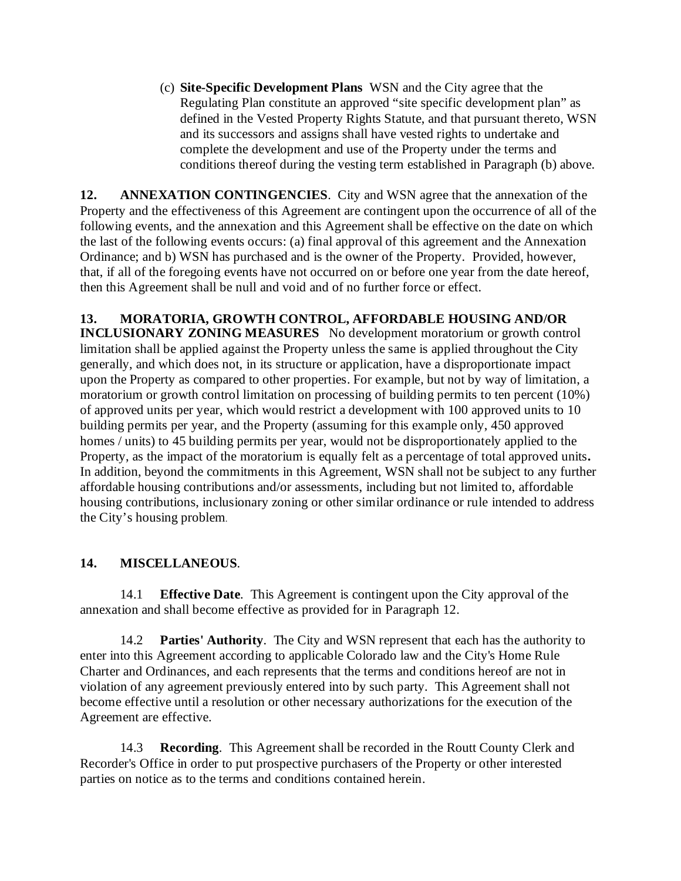(c) **Site-Specific Development Plans** WSN and the City agree that the Regulating Plan constitute an approved "site specific development plan" as defined in the Vested Property Rights Statute, and that pursuant thereto, WSN and its successors and assigns shall have vested rights to undertake and complete the development and use of the Property under the terms and conditions thereof during the vesting term established in Paragraph (b) above.

**12. ANNEXATION CONTINGENCIES**. City and WSN agree that the annexation of the Property and the effectiveness of this Agreement are contingent upon the occurrence of all of the following events, and the annexation and this Agreement shall be effective on the date on which the last of the following events occurs: (a) final approval of this agreement and the Annexation Ordinance; and b) WSN has purchased and is the owner of the Property. Provided, however, that, if all of the foregoing events have not occurred on or before one year from the date hereof, then this Agreement shall be null and void and of no further force or effect.

**13. MORATORIA, GROWTH CONTROL, AFFORDABLE HOUSING AND/OR INCLUSIONARY ZONING MEASURES** No development moratorium or growth control limitation shall be applied against the Property unless the same is applied throughout the City generally, and which does not, in its structure or application, have a disproportionate impact upon the Property as compared to other properties. For example, but not by way of limitation, a moratorium or growth control limitation on processing of building permits to ten percent (10%) of approved units per year, which would restrict a development with 100 approved units to 10 building permits per year, and the Property (assuming for this example only, 450 approved homes / units) to 45 building permits per year, would not be disproportionately applied to the Property, as the impact of the moratorium is equally felt as a percentage of total approved units. In addition, beyond the commitments in this Agreement, WSN shall not be subject to any further affordable housing contributions and/or assessments, including but not limited to, affordable housing contributions, inclusionary zoning or other similar ordinance or rule intended to address the City's housing problem.

**14. MISCELLANEOUS**.

14.1 **Effective Date**. This Agreement is contingent upon the City approval of the annexation and shall become effective as provided for in Paragraph 12.

14.2 **Parties' Authority**. The City and WSN represent that each has the authority to enter into this Agreement according to applicable Colorado law and the City's Home Rule Charter and Ordinances, and each represents that the terms and conditions hereof are not in violation of any agreement previously entered into by such party. This Agreement shall not become effective until a resolution or other necessary authorizations for the execution of the Agreement are effective.

14.3 **Recording**. This Agreement shall be recorded in the Routt County Clerk and Recorder's Office in order to put prospective purchasers of the Property or other interested parties on notice as to the terms and conditions contained herein.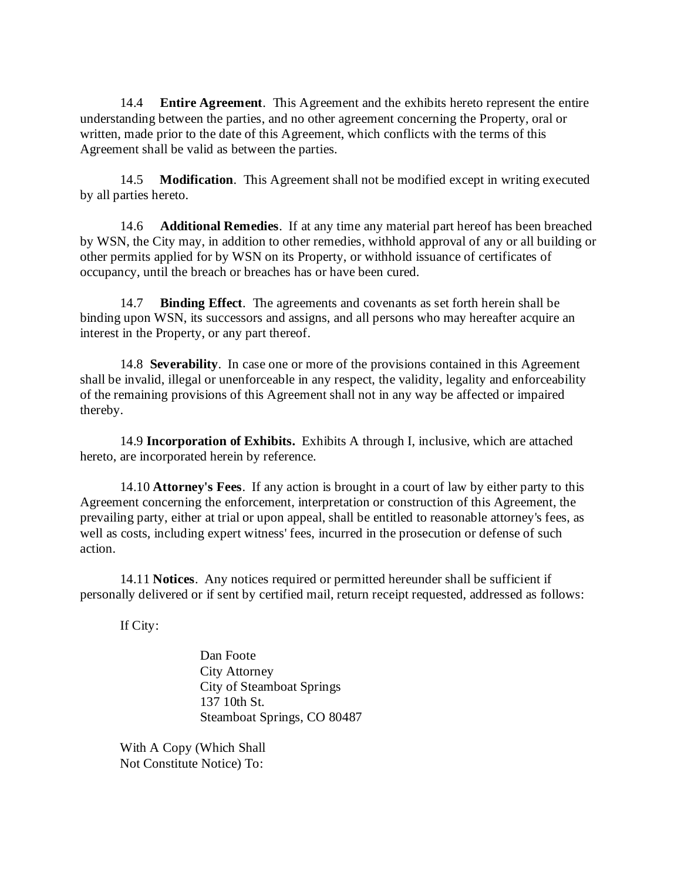14.4 **Entire Agreement**. This Agreement and the exhibits hereto represent the entire understanding between the parties, and no other agreement concerning the Property, oral or written, made prior to the date of this Agreement, which conflicts with the terms of this Agreement shall be valid as between the parties.

14.5 **Modification**. This Agreement shall not be modified except in writing executed by all parties hereto.

14.6 **Additional Remedies**. If at any time any material part hereof has been breached by WSN, the City may, in addition to other remedies, withhold approval of any or all building or other permits applied for by WSN on its Property, or withhold issuance of certificates of occupancy, until the breach or breaches has or have been cured.

14.7 **Binding Effect**. The agreements and covenants as set forth herein shall be binding upon WSN, its successors and assigns, and all persons who may hereafter acquire an interest in the Property, or any part thereof.

14.8 **Severability**. In case one or more of the provisions contained in this Agreement shall be invalid, illegal or unenforceable in any respect, the validity, legality and enforceability of the remaining provisions of this Agreement shall not in any way be affected or impaired thereby.

14.9 **Incorporation of Exhibits.** Exhibits A through I, inclusive, which are attached hereto, are incorporated herein by reference.

14.10 **Attorney's Fees**. If any action is brought in a court of law by either party to this Agreement concerning the enforcement, interpretation or construction of this Agreement, the prevailing party, either at trial or upon appeal, shall be entitled to reasonable attorney's fees, as well as costs, including expert witness' fees, incurred in the prosecution or defense of such action.

14.11 **Notices**. Any notices required or permitted hereunder shall be sufficient if personally delivered or if sent by certified mail, return receipt requested, addressed as follows:

If City:

Dan Foote
City Attorney
City of Steamboat Springs
137 10th St.
Steamboat Springs, CO 80487

With A Copy (Which Shall
Not Constitute Notice) To: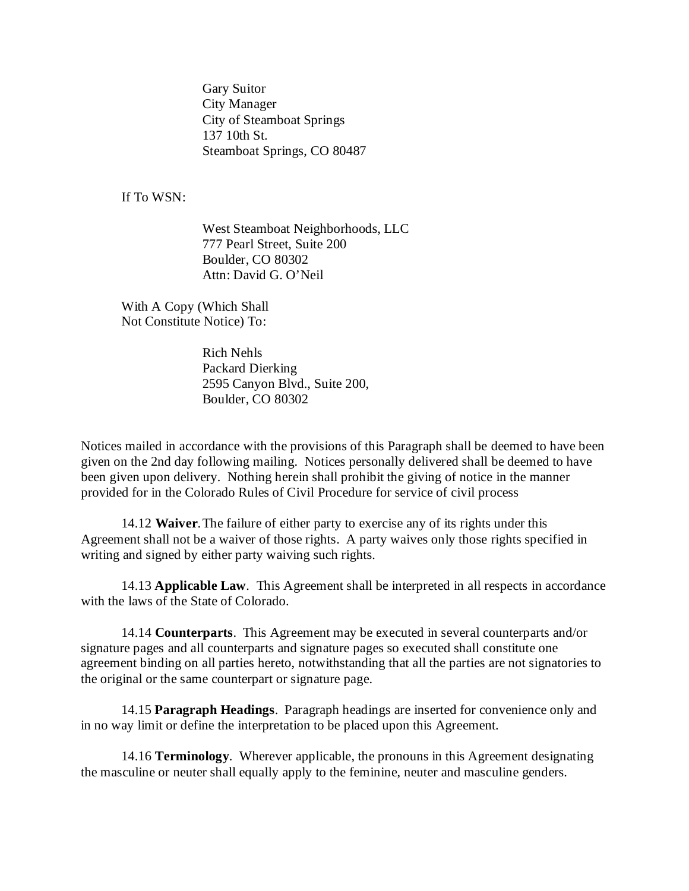Gary Suitor
City Manager
City of Steamboat Springs
137 10th St.
Steamboat Springs, CO 80487

If To WSN:

West Steamboat Neighborhoods, LLC
777 Pearl Street, Suite 200
Boulder, CO 80302
Attn: David G. O'Neil

With A Copy (Which Shall Not Constitute Notice) To:

Rich Nehls
Packard Dierking
2595 Canyon Blvd., Suite 200,
Boulder, CO 80302

Notices mailed in accordance with the provisions of this Paragraph shall be deemed to have been given on the 2nd day following mailing. Notices personally delivered shall be deemed to have been given upon delivery. Nothing herein shall prohibit the giving of notice in the manner provided for in the Colorado Rules of Civil Procedure for service of civil process

14.12 **Waiver**. The failure of either party to exercise any of its rights under this Agreement shall not be a waiver of those rights. A party waives only those rights specified in writing and signed by either party waiving such rights.

14.13 **Applicable Law**. This Agreement shall be interpreted in all respects in accordance with the laws of the State of Colorado.

14.14 **Counterparts**. This Agreement may be executed in several counterparts and/or signature pages and all counterparts and signature pages so executed shall constitute one agreement binding on all parties hereto, notwithstanding that all the parties are not signatories to the original or the same counterpart or signature page.

14.15 **Paragraph Headings**. Paragraph headings are inserted for convenience only and in no way limit or define the interpretation to be placed upon this Agreement.

14.16 **Terminology**. Wherever applicable, the pronouns in this Agreement designating the masculine or neuter shall equally apply to the feminine, neuter and masculine genders.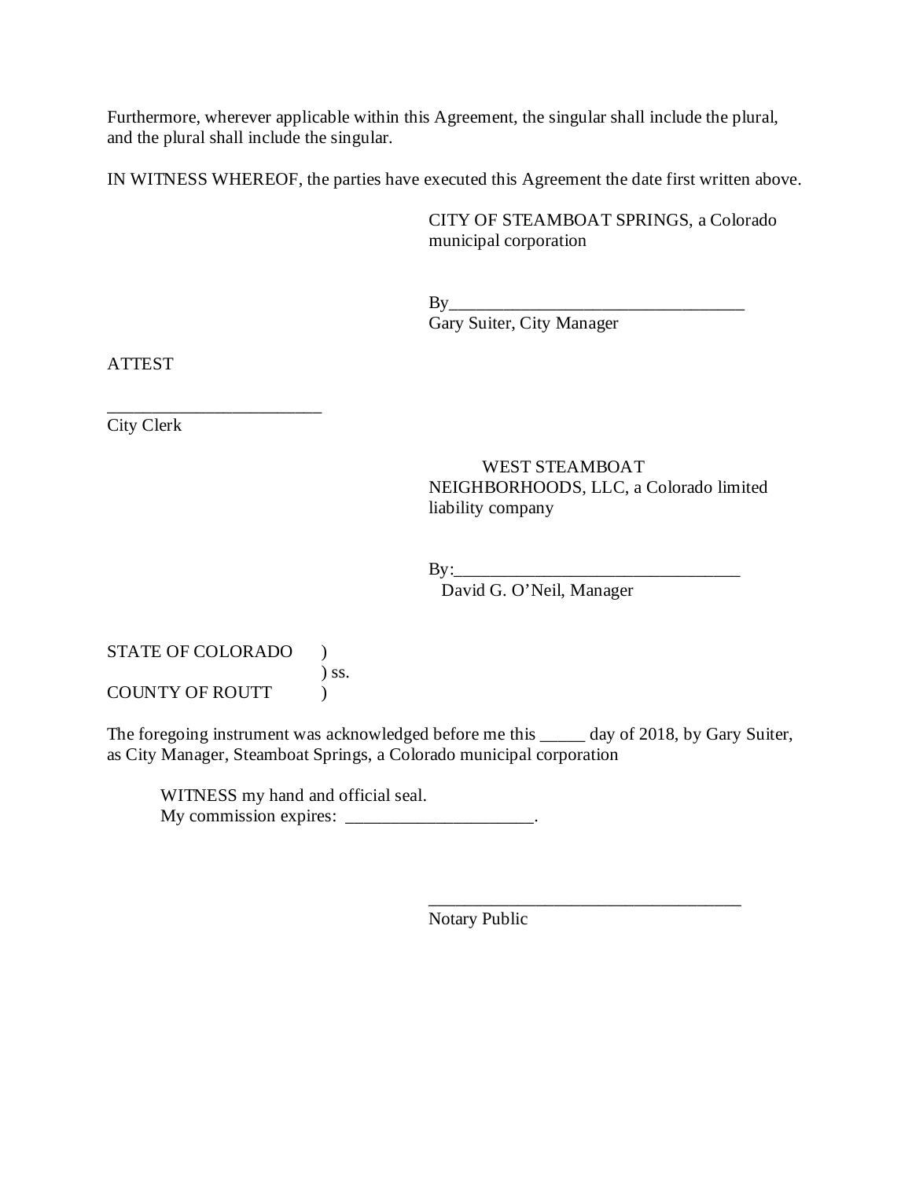Furthermore, wherever applicable within this Agreement, the singular shall include the plural, and the plural shall include the singular.

IN WITNESS WHEREOF, the parties have executed this Agreement the date first written above.

CITY OF STEAMBOAT SPRINGS, a Colorado municipal corporation

By__________________________________
Gary Suiter, City Manager

ATTEST

_________________________
City Clerk

WEST STEAMBOAT NEIGHBORHOODS, LLC, a Colorado limited liability company

By:_________________________________
David G. O'Neil, Manager

STATE OF COLORADO )
) ss.
COUNTY OF ROUTT )

The foregoing instrument was acknowledged before me this _____ day of 2018, by Gary Suiter, as City Manager, Steamboat Springs, a Colorado municipal corporation

WITNESS my hand and official seal.
My commission expires: _____________________.

___________________________________
Notary Public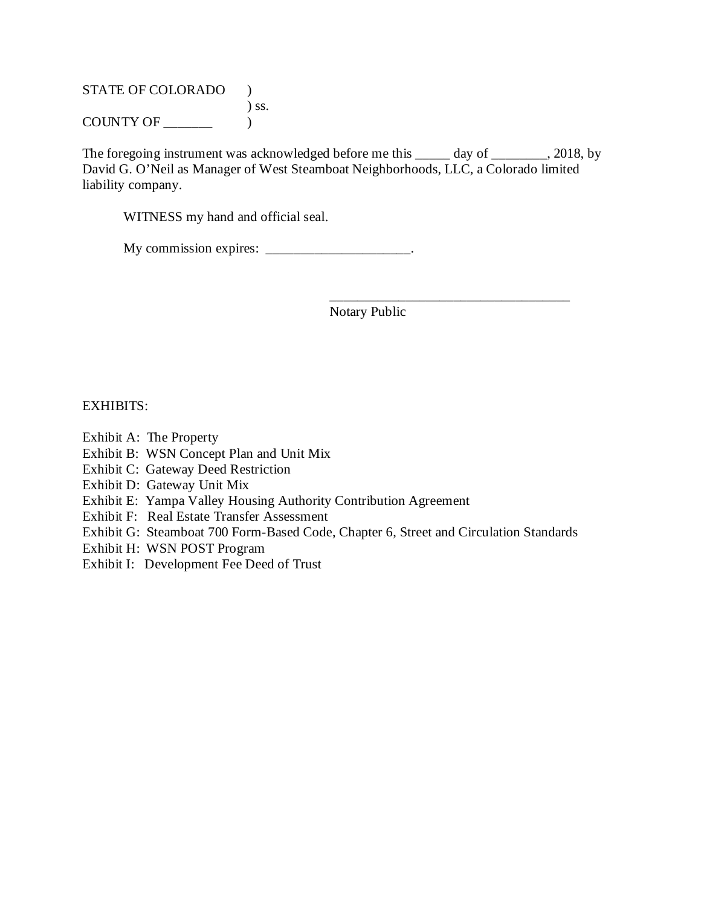STATE OF COLORADO )
) ss.
COUNTY OF _______ )

The foregoing instrument was acknowledged before me this _____ day of ________, 2018, by David G. O'Neil as Manager of West Steamboat Neighborhoods, LLC, a Colorado limited liability company.

WITNESS my hand and official seal.

My commission expires: _____________________.

____________________________________
Notary Public

EXHIBITS:

Exhibit A: The Property
Exhibit B: WSN Concept Plan and Unit Mix
Exhibit C: Gateway Deed Restriction
Exhibit D: Gateway Unit Mix
Exhibit E: Yampa Valley Housing Authority Contribution Agreement
Exhibit F: Real Estate Transfer Assessment
Exhibit G: Steamboat 700 Form-Based Code, Chapter 6, Street and Circulation Standards
Exhibit H: WSN POST Program
Exhibit I: Development Fee Deed of Trust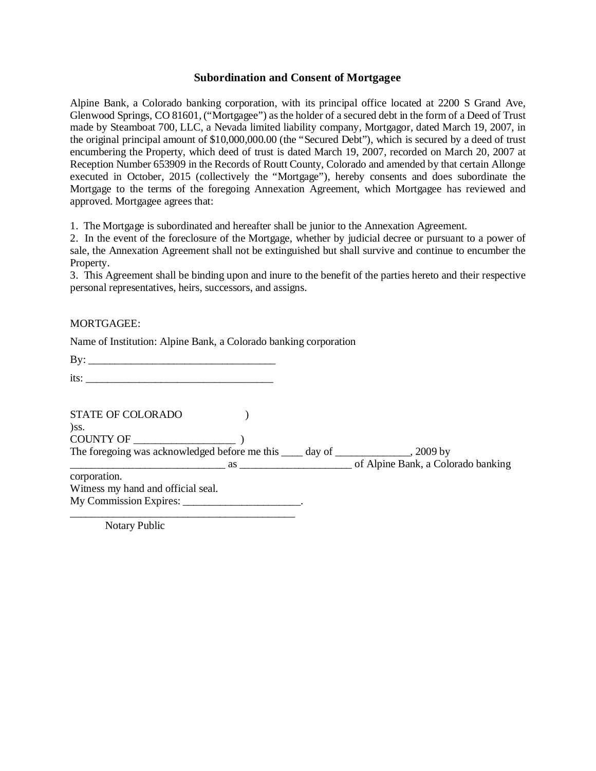## Subordination and Consent of Mortgagee

Alpine Bank, a Colorado banking corporation, with its principal office located at 2200 S Grand Ave, Glenwood Springs, CO 81601, ("Mortgagee") as the holder of a secured debt in the form of a Deed of Trust made by Steamboat 700, LLC, a Nevada limited liability company, Mortgagor, dated March 19, 2007, in the original principal amount of $10,000,000.00 (the "Secured Debt"), which is secured by a deed of trust encumbering the Property, which deed of trust is dated March 19, 2007, recorded on March 20, 2007 at Reception Number 653909 in the Records of Routt County, Colorado and amended by that certain Allonge executed in October, 2015 (collectively the "Mortgage"), hereby consents and does subordinate the Mortgage to the terms of the foregoing Annexation Agreement, which Mortgagee has reviewed and approved. Mortgagee agrees that:

1. The Mortgage is subordinated and hereafter shall be junior to the Annexation Agreement.
2. In the event of the foreclosure of the Mortgage, whether by judicial decree or pursuant to a power of sale, the Annexation Agreement shall not be extinguished but shall survive and continue to encumber the Property.
3. This Agreement shall be binding upon and inure to the benefit of the parties hereto and their respective personal representatives, heirs, successors, and assigns.

MORTGAGEE:

Name of Institution: Alpine Bank, a Colorado banking corporation

By: ___________________________________

its: ___________________________________

STATE OF COLORADO )
)ss.
COUNTY OF __________________ )

The foregoing was acknowledged before me this ____ day of ______________, 2009 by ____________________________ as ____________________ of Alpine Bank, a Colorado banking corporation.

Witness my hand and official seal.

My Commission Expires: _____________________.

___________________________________________
Notary Public